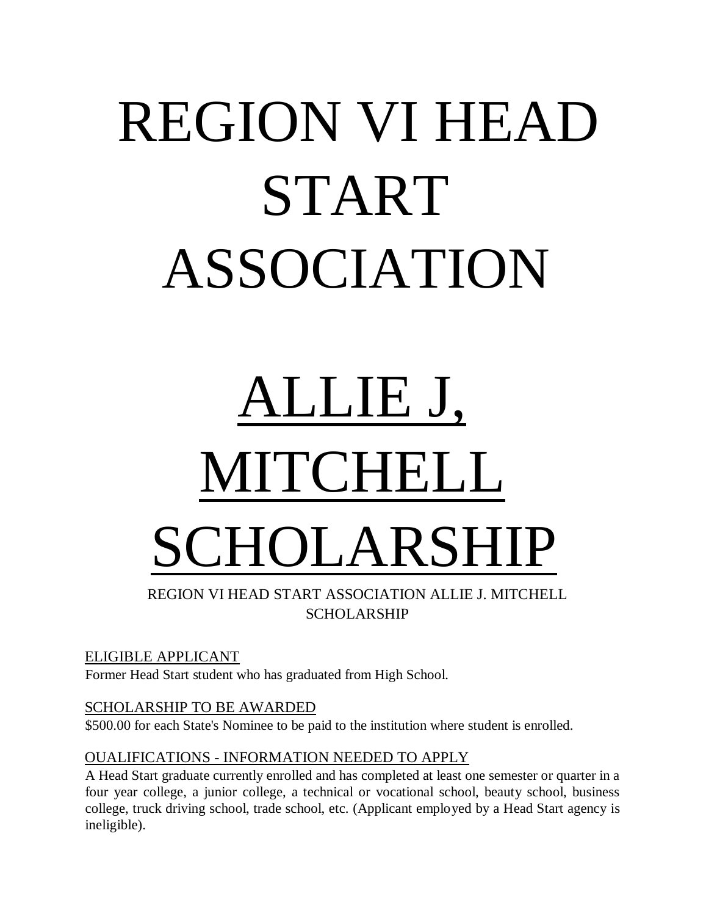# REGION VI HEAD START ASSOCIATION

# ALLIE J, MITCHELL SCHOLARSHIP

REGION VI HEAD START ASSOCIATION ALLIE J. MITCHELL SCHOLARSHIP

ELIGIBLE APPLICANT

Former Head Start student who has graduated from High School.

SCHOLARSHIP TO BE AWARDED

$500.00 for each State's Nominee to be paid to the institution where student is enrolled.

OUALIFICATIONS - INFORMATION NEEDED TO APPLY

A Head Start graduate currently enrolled and has completed at least one semester or quarter in a four year college, a junior college, a technical or vocational school, beauty school, business college, truck driving school, trade school, etc. (Applicant employed by a Head Start agency is ineligible).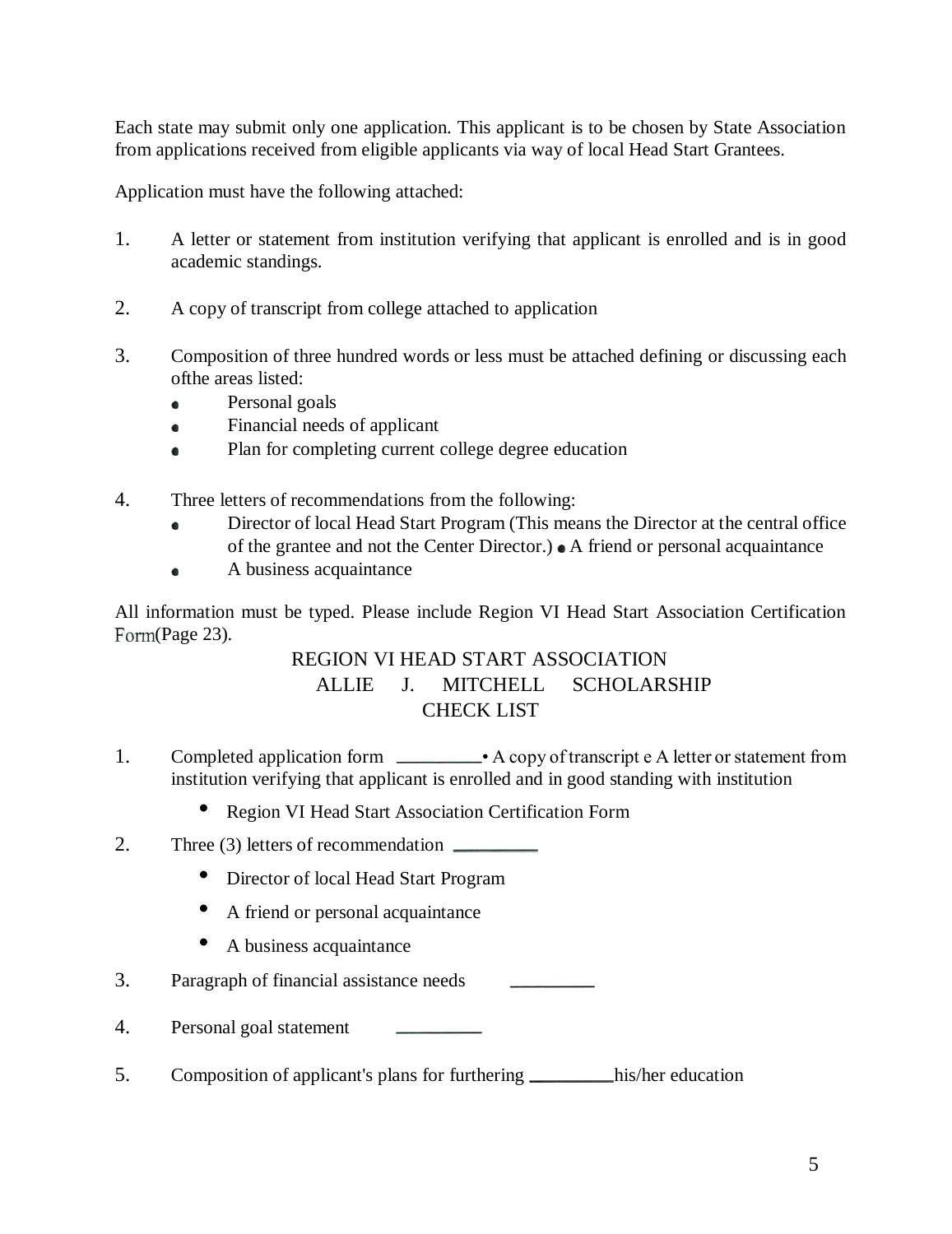Each state may submit only one application. This applicant is to be chosen by State Association from applications received from eligible applicants via way of local Head Start Grantees.

Application must have the following attached:

1. A letter or statement from institution verifying that applicant is enrolled and is in good academic standings.

2. A copy of transcript from college attached to application

3. Composition of three hundred words or less must be attached defining or discussing each ofthe areas listed:
   - Personal goals
   - Financial needs of applicant
   - Plan for completing current college degree education

4. Three letters of recommendations from the following:
   - Director of local Head Start Program (This means the Director at the central office of the grantee and not the Center Director.) • A friend or personal acquaintance
   - A business acquaintance

All information must be typed. Please include Region VI Head Start Association Certification Form(Page 23).

## REGION VI HEAD START ASSOCIATION
## ALLIE J. MITCHELL SCHOLARSHIP
## CHECK LIST

1. Completed application form _________• A copy of transcript e A letter or statement from institution verifying that applicant is enrolled and in good standing with institution
   - Region VI Head Start Association Certification Form

2. Three (3) letters of recommendation _________
   - Director of local Head Start Program
   - A friend or personal acquaintance
   - A business acquaintance

3. Paragraph of financial assistance needs _________

4. Personal goal statement _________

5. Composition of applicant's plans for furthering _________his/her education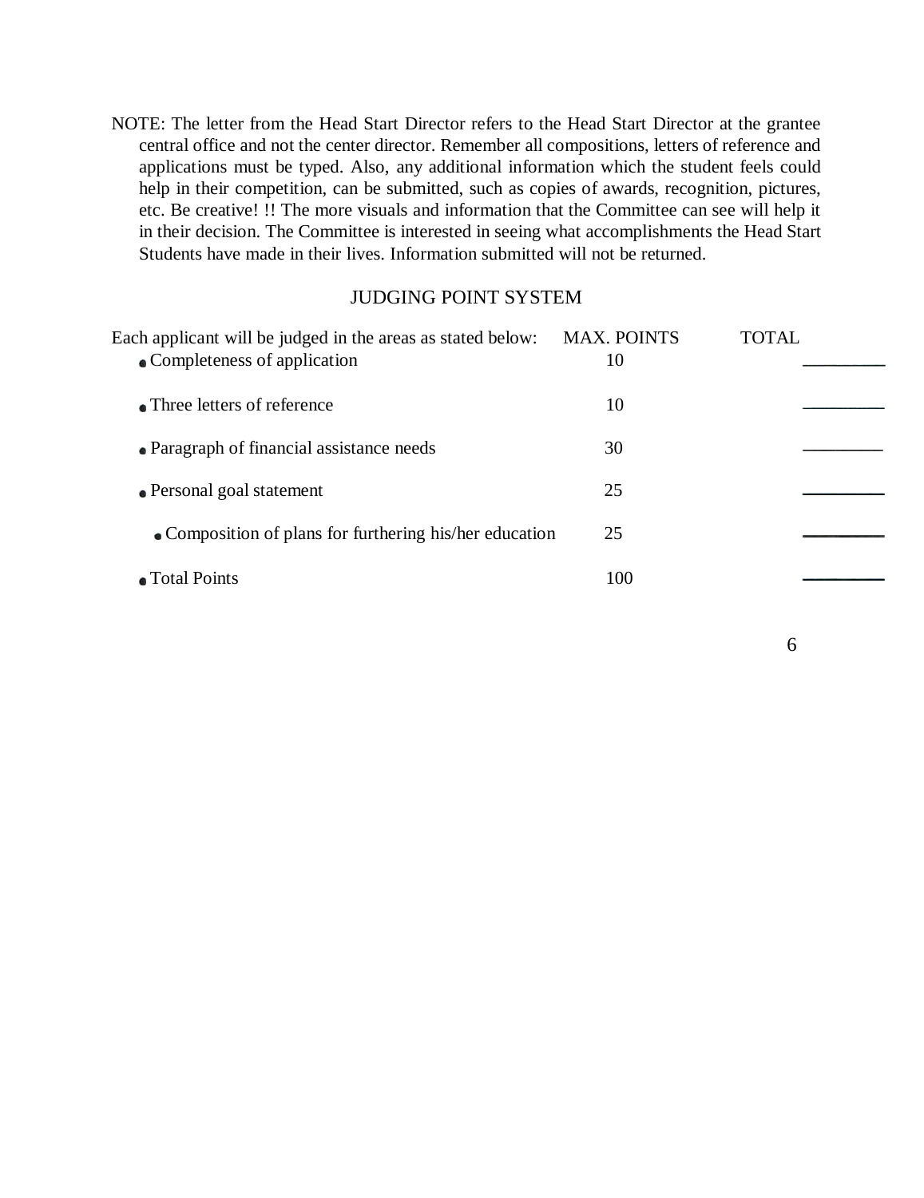NOTE: The letter from the Head Start Director refers to the Head Start Director at the grantee central office and not the center director. Remember all compositions, letters of reference and applications must be typed. Also, any additional information which the student feels could help in their competition, can be submitted, such as copies of awards, recognition, pictures, etc. Be creative! !! The more visuals and information that the Committee can see will help it in their decision. The Committee is interested in seeing what accomplishments the Head Start Students have made in their lives. Information submitted will not be returned.

## JUDGING POINT SYSTEM

| Each applicant will be judged in the areas as stated below: | MAX. POINTS | TOTAL |
|---|---|---|
| • Completeness of application | 10 | ________ |
| • Three letters of reference | 10 | ________ |
| • Paragraph of financial assistance needs | 30 | ________ |
| • Personal goal statement | 25 | ________ |
| • Composition of plans for furthering his/her education | 25 | ________ |
| • Total Points | 100 | ________ |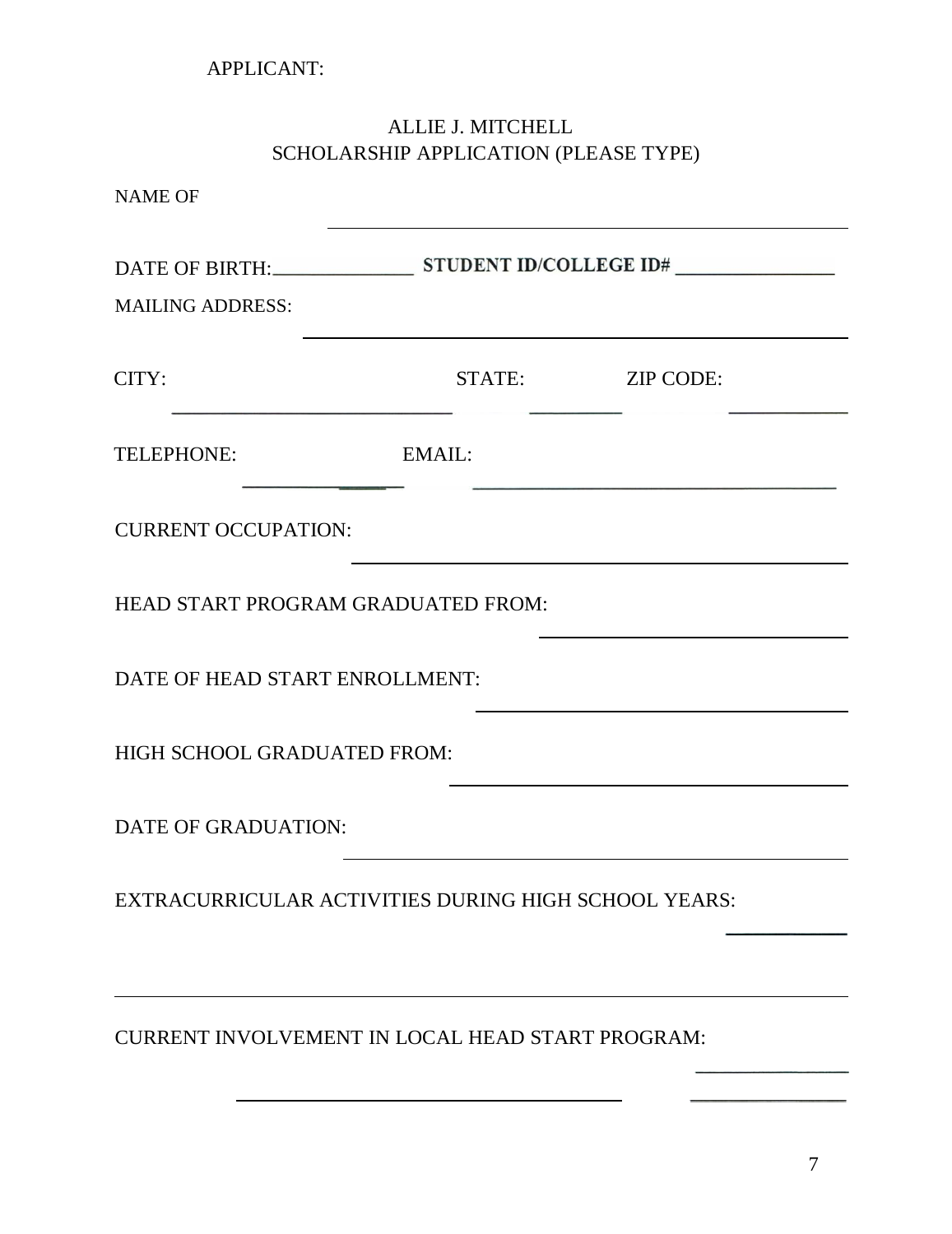APPLICANT:

ALLIE J. MITCHELL
SCHOLARSHIP APPLICATION (PLEASE TYPE)

NAME OF ______________________________

DATE OF BIRTH: ______________ **STUDENT ID/COLLEGE ID#** ______________

MAILING ADDRESS: ______________________________

CITY: ______________ STATE: ________ ZIP CODE: __________

TELEPHONE: ______________ EMAIL: ______________________________

CURRENT OCCUPATION: ______________________________

HEAD START PROGRAM GRADUATED FROM: ______________________________

DATE OF HEAD START ENROLLMENT: ______________________________

HIGH SCHOOL GRADUATED FROM: ______________________________

DATE OF GRADUATION: ______________________________

EXTRACURRICULAR ACTIVITIES DURING HIGH SCHOOL YEARS: __________

______________________________________________________________

CURRENT INVOLVEMENT IN LOCAL HEAD START PROGRAM: __________

______________________________ __________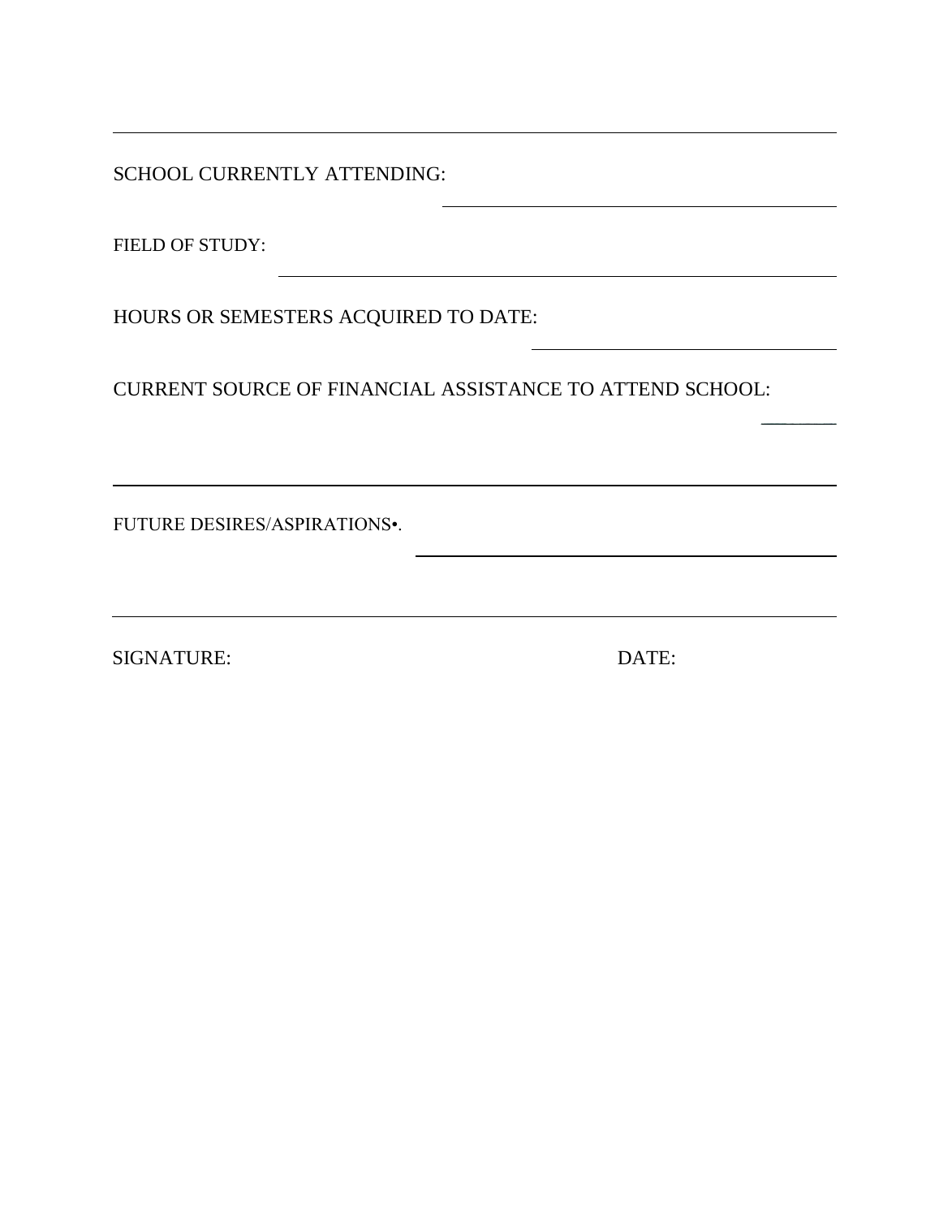SCHOOL CURRENTLY ATTENDING: \_\_\_\_\_\_\_\_\_\_\_\_\_\_\_\_\_\_\_\_\_\_\_\_\_\_\_\_\_\_

FIELD OF STUDY: \_\_\_\_\_\_\_\_\_\_\_\_\_\_\_\_\_\_\_\_\_\_\_\_\_\_\_\_\_\_\_\_\_\_\_\_\_\_\_\_\_\_

HOURS OR SEMESTERS ACQUIRED TO DATE: \_\_\_\_\_\_\_\_\_\_\_\_\_\_\_\_\_\_\_\_\_\_\_

CURRENT SOURCE OF FINANCIAL ASSISTANCE TO ATTEND SCHOOL: \_\_\_\_\_

\_\_\_\_\_\_\_\_\_\_\_\_\_\_\_\_\_\_\_\_\_\_\_\_\_\_\_\_\_\_\_\_\_\_\_\_\_\_\_\_\_\_\_\_\_\_\_\_\_\_\_\_\_\_\_\_\_\_\_\_

FUTURE DESIRES/ASPIRATIONS•. \_\_\_\_\_\_\_\_\_\_\_\_\_\_\_\_\_\_\_\_\_\_\_\_\_\_\_\_\_\_\_\_

\_\_\_\_\_\_\_\_\_\_\_\_\_\_\_\_\_\_\_\_\_\_\_\_\_\_\_\_\_\_\_\_\_\_\_\_\_\_\_\_\_\_\_\_\_\_\_\_\_\_\_\_\_\_\_\_\_\_\_\_

SIGNATURE: DATE: